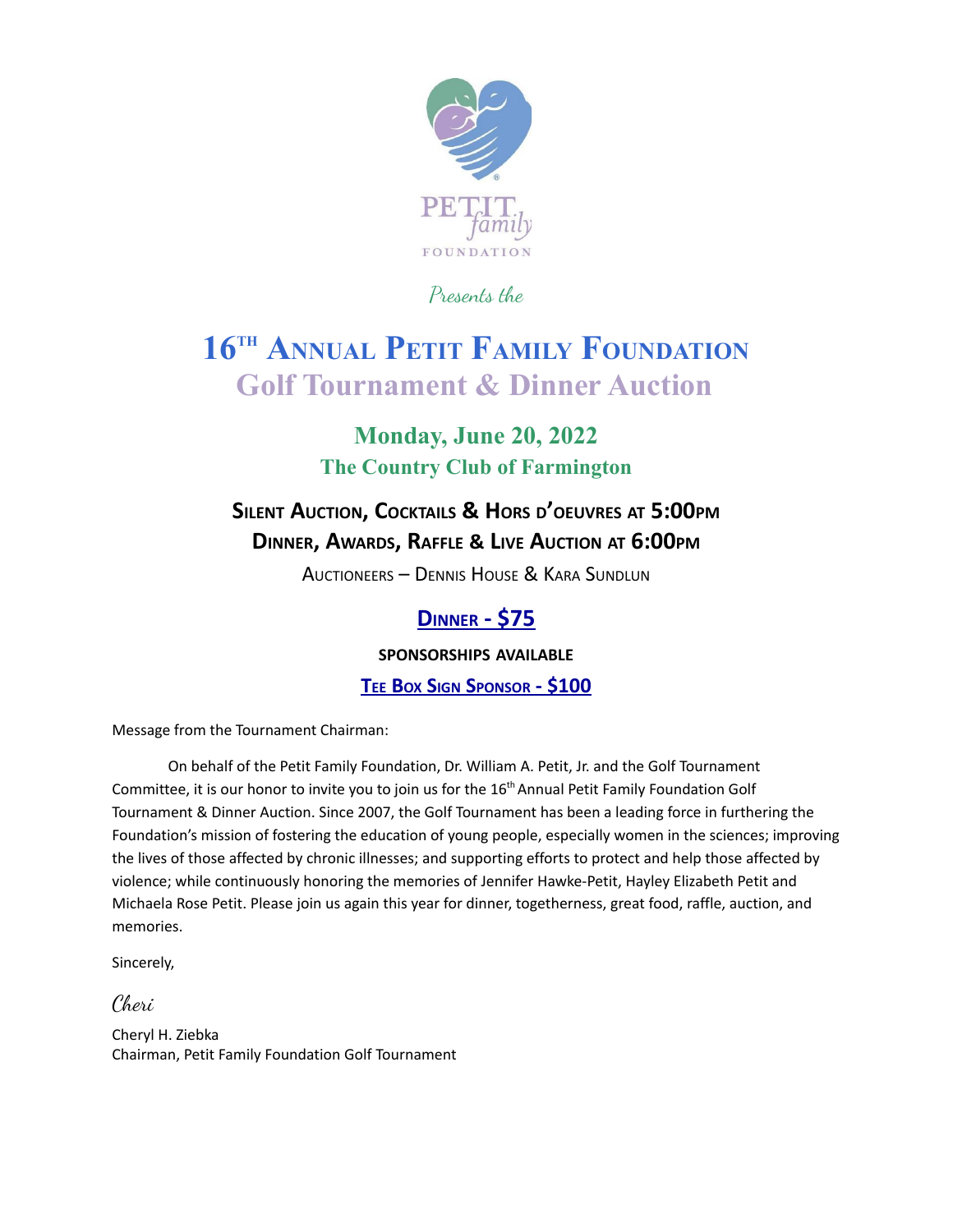PETIT *family* FOUNDATION

*Presents the*

# 16TH Annual Petit Family Foundation
## Golf Tournament & Dinner Auction

### Monday, June 20, 2022
### The Country Club of Farmington

**Silent Auction, Cocktails & Hors d'oeuvres at 5:00pm**
**Dinner, Awards, Raffle & Live Auction at 6:00pm**

Auctioneers – Dennis House & Kara Sundlun

**Dinner - $75**

**SPONSORSHIPS AVAILABLE**

**Tee Box Sign Sponsor - $100**

Message from the Tournament Chairman:

On behalf of the Petit Family Foundation, Dr. William A. Petit, Jr. and the Golf Tournament Committee, it is our honor to invite you to join us for the 16th Annual Petit Family Foundation Golf Tournament & Dinner Auction. Since 2007, the Golf Tournament has been a leading force in furthering the Foundation's mission of fostering the education of young people, especially women in the sciences; improving the lives of those affected by chronic illnesses; and supporting efforts to protect and help those affected by violence; while continuously honoring the memories of Jennifer Hawke-Petit, Hayley Elizabeth Petit and Michaela Rose Petit. Please join us again this year for dinner, togetherness, great food, raffle, auction, and memories.

Sincerely,

*Cheri*

Cheryl H. Ziebka
Chairman, Petit Family Foundation Golf Tournament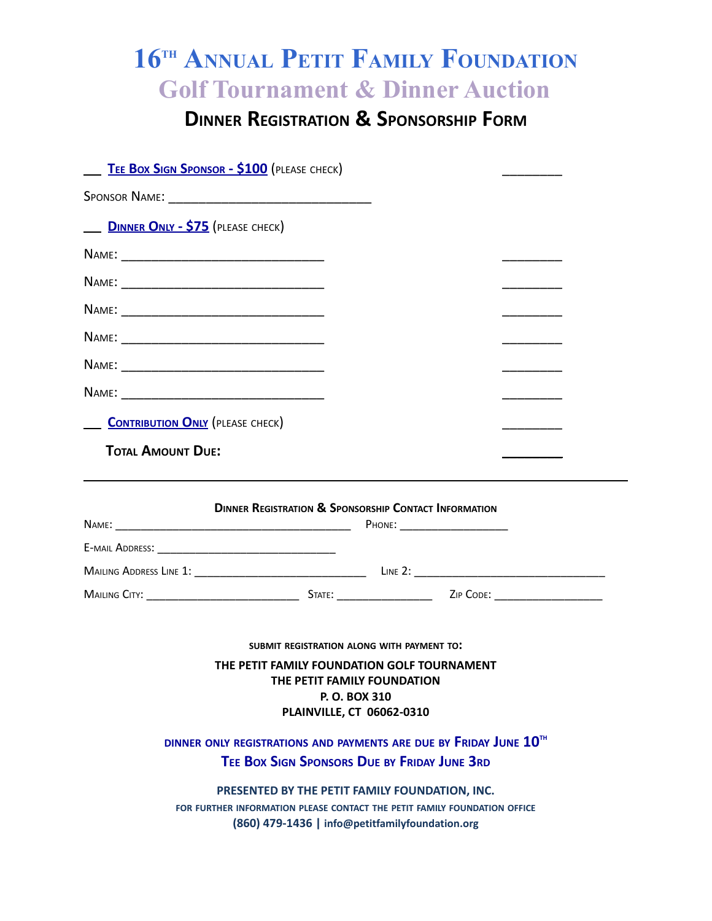# 16TH Annual Petit Family Foundation

## Golf Tournament & Dinner Auction

### Dinner Registration & Sponsorship Form

___ **Tee Box Sign Sponsor - $100** (please check) ________

Sponsor Name: ______________________________

___ **Dinner Only - $75** (please check)

Name: ______________________________ ________

Name: ______________________________ ________

Name: ______________________________ ________

Name: ______________________________ ________

Name: ______________________________ ________

Name: ______________________________ ________

___ **Contribution Only** (please check) ________

**Total Amount Due:** ________

---

**Dinner Registration & Sponsorship Contact Information**

Name: ____________________________________ Phone: ________________

E-mail Address: ____________________________

Mailing Address Line 1: ___________________________ Line 2: ______________________________

Mailing City: ________________________ State: _______________ Zip Code: _________________

**SUBMIT REGISTRATION ALONG WITH PAYMENT TO:**

**THE PETIT FAMILY FOUNDATION GOLF TOURNAMENT**
**THE PETIT FAMILY FOUNDATION**
**P. O. BOX 310**
**PLAINVILLE, CT 06062-0310**

**DINNER ONLY REGISTRATIONS AND PAYMENTS ARE DUE BY FRIDAY JUNE 10TH**

**TEE BOX SIGN SPONSORS DUE BY FRIDAY JUNE 3RD**

**PRESENTED BY THE PETIT FAMILY FOUNDATION, INC.**

FOR FURTHER INFORMATION PLEASE CONTACT THE PETIT FAMILY FOUNDATION OFFICE

**(860) 479-1436 | info@petitfamilyfoundation.org**